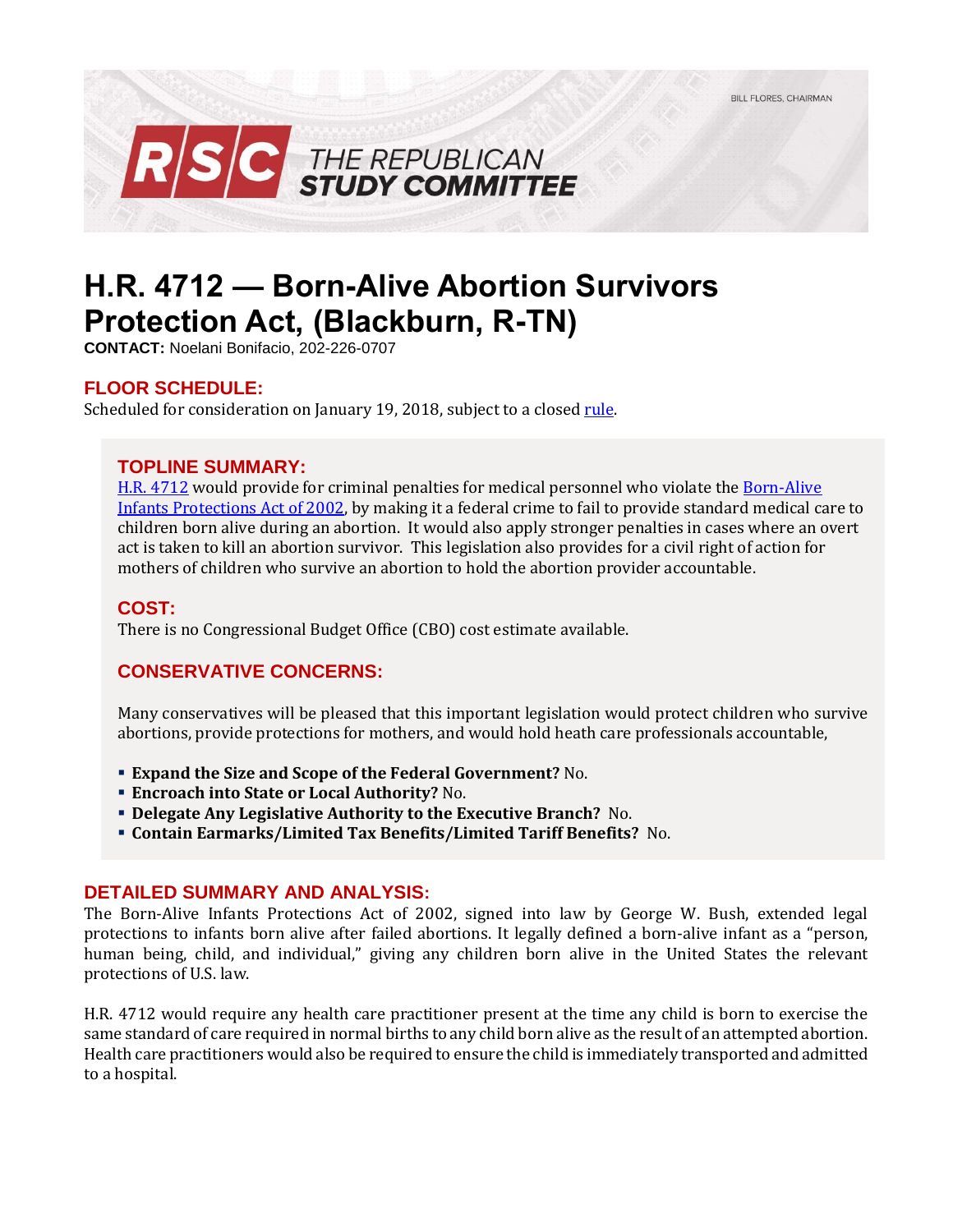BILL FLORES, CHAIRMAN

RSC THE REPUBLICAN STUDY COMMITTEE

# H.R. 4712 — Born-Alive Abortion Survivors Protection Act, (Blackburn, R-TN)

**CONTACT:** Noelani Bonifacio, 202-226-0707

## FLOOR SCHEDULE:

Scheduled for consideration on January 19, 2018, subject to a closed rule.

## TOPLINE SUMMARY:

H.R. 4712 would provide for criminal penalties for medical personnel who violate the Born-Alive Infants Protections Act of 2002, by making it a federal crime to fail to provide standard medical care to children born alive during an abortion. It would also apply stronger penalties in cases where an overt act is taken to kill an abortion survivor. This legislation also provides for a civil right of action for mothers of children who survive an abortion to hold the abortion provider accountable.

## COST:

There is no Congressional Budget Office (CBO) cost estimate available.

## CONSERVATIVE CONCERNS:

Many conservatives will be pleased that this important legislation would protect children who survive abortions, provide protections for mothers, and would hold heath care professionals accountable,

- **Expand the Size and Scope of the Federal Government?** No.
- **Encroach into State or Local Authority?** No.
- **Delegate Any Legislative Authority to the Executive Branch?** No.
- **Contain Earmarks/Limited Tax Benefits/Limited Tariff Benefits?** No.

## DETAILED SUMMARY AND ANALYSIS:

The Born-Alive Infants Protections Act of 2002, signed into law by George W. Bush, extended legal protections to infants born alive after failed abortions. It legally defined a born-alive infant as a "person, human being, child, and individual," giving any children born alive in the United States the relevant protections of U.S. law.

H.R. 4712 would require any health care practitioner present at the time any child is born to exercise the same standard of care required in normal births to any child born alive as the result of an attempted abortion. Health care practitioners would also be required to ensure the child is immediately transported and admitted to a hospital.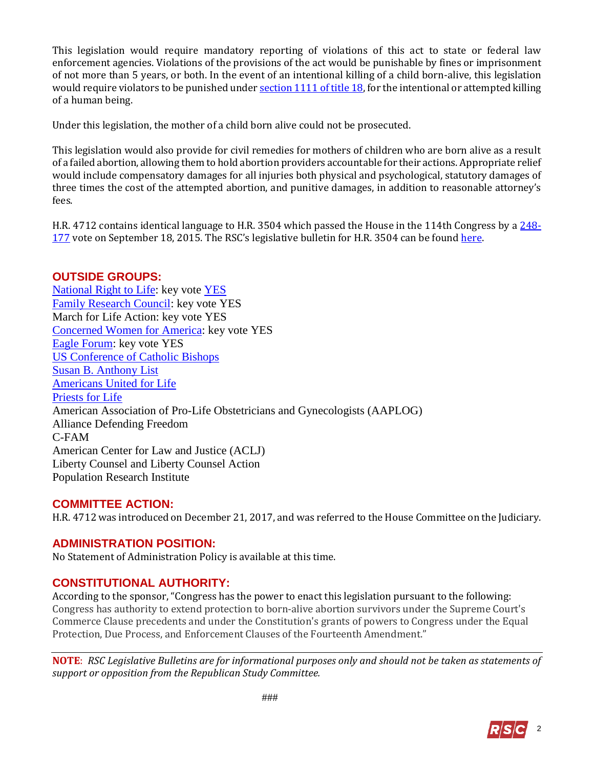This legislation would require mandatory reporting of violations of this act to state or federal law enforcement agencies. Violations of the provisions of the act would be punishable by fines or imprisonment of not more than 5 years, or both. In the event of an intentional killing of a child born-alive, this legislation would require violators to be punished under section 1111 of title 18, for the intentional or attempted killing of a human being.

Under this legislation, the mother of a child born alive could not be prosecuted.

This legislation would also provide for civil remedies for mothers of children who are born alive as a result of a failed abortion, allowing them to hold abortion providers accountable for their actions. Appropriate relief would include compensatory damages for all injuries both physical and psychological, statutory damages of three times the cost of the attempted abortion, and punitive damages, in addition to reasonable attorney's fees.

H.R. 4712 contains identical language to H.R. 3504 which passed the House in the 114th Congress by a 248-177 vote on September 18, 2015. The RSC's legislative bulletin for H.R. 3504 can be found here.

## OUTSIDE GROUPS:

National Right to Life: key vote YES
Family Research Council: key vote YES
March for Life Action: key vote YES
Concerned Women for America: key vote YES
Eagle Forum: key vote YES
US Conference of Catholic Bishops
Susan B. Anthony List
Americans United for Life
Priests for Life
American Association of Pro-Life Obstetricians and Gynecologists (AAPLOG)
Alliance Defending Freedom
C-FAM
American Center for Law and Justice (ACLJ)
Liberty Counsel and Liberty Counsel Action
Population Research Institute

## COMMITTEE ACTION:

H.R. 4712 was introduced on December 21, 2017, and was referred to the House Committee on the Judiciary.

## ADMINISTRATION POSITION:

No Statement of Administration Policy is available at this time.

## CONSTITUTIONAL AUTHORITY:

According to the sponsor, "Congress has the power to enact this legislation pursuant to the following: Congress has authority to extend protection to born-alive abortion survivors under the Supreme Court's Commerce Clause precedents and under the Constitution's grants of powers to Congress under the Equal Protection, Due Process, and Enforcement Clauses of the Fourteenth Amendment."

---

**NOTE**: *RSC Legislative Bulletins are for informational purposes only and should not be taken as statements of support or opposition from the Republican Study Committee.*

###